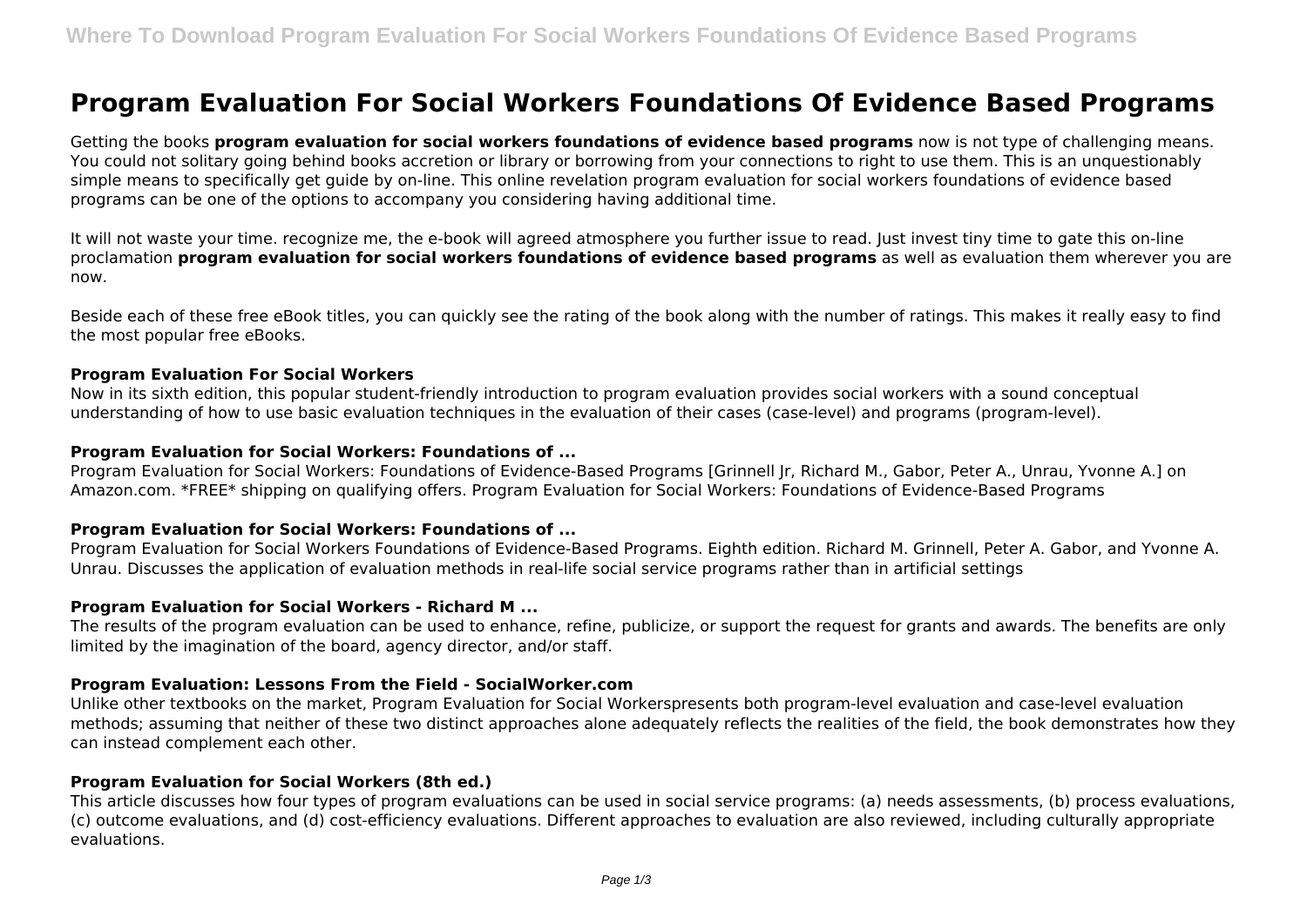# Program Evaluation For Social Workers Foundations Of Evidence Based Programs

Getting the books **program evaluation for social workers foundations of evidence based programs** now is not type of challenging means. You could not solitary going behind books accretion or library or borrowing from your connections to right to use them. This is an unquestionably simple means to specifically get guide by on-line. This online revelation program evaluation for social workers foundations of evidence based programs can be one of the options to accompany you considering having additional time.

It will not waste your time. recognize me, the e-book will agreed atmosphere you further issue to read. Just invest tiny time to gate this on-line proclamation **program evaluation for social workers foundations of evidence based programs** as well as evaluation them wherever you are now.

Beside each of these free eBook titles, you can quickly see the rating of the book along with the number of ratings. This makes it really easy to find the most popular free eBooks.

### Program Evaluation For Social Workers

Now in its sixth edition, this popular student-friendly introduction to program evaluation provides social workers with a sound conceptual understanding of how to use basic evaluation techniques in the evaluation of their cases (case-level) and programs (program-level).

### Program Evaluation for Social Workers: Foundations of ...

Program Evaluation for Social Workers: Foundations of Evidence-Based Programs [Grinnell Jr, Richard M., Gabor, Peter A., Unrau, Yvonne A.] on Amazon.com. *FREE* shipping on qualifying offers. Program Evaluation for Social Workers: Foundations of Evidence-Based Programs

### Program Evaluation for Social Workers: Foundations of ...

Program Evaluation for Social Workers Foundations of Evidence-Based Programs. Eighth edition. Richard M. Grinnell, Peter A. Gabor, and Yvonne A. Unrau. Discusses the application of evaluation methods in real-life social service programs rather than in artificial settings

### Program Evaluation for Social Workers - Richard M ...

The results of the program evaluation can be used to enhance, refine, publicize, or support the request for grants and awards. The benefits are only limited by the imagination of the board, agency director, and/or staff.

### Program Evaluation: Lessons From the Field - SocialWorker.com

Unlike other textbooks on the market, Program Evaluation for Social Workerspresents both program-level evaluation and case-level evaluation methods; assuming that neither of these two distinct approaches alone adequately reflects the realities of the field, the book demonstrates how they can instead complement each other.

### Program Evaluation for Social Workers (8th ed.)

This article discusses how four types of program evaluations can be used in social service programs: (a) needs assessments, (b) process evaluations, (c) outcome evaluations, and (d) cost-efficiency evaluations. Different approaches to evaluation are also reviewed, including culturally appropriate evaluations.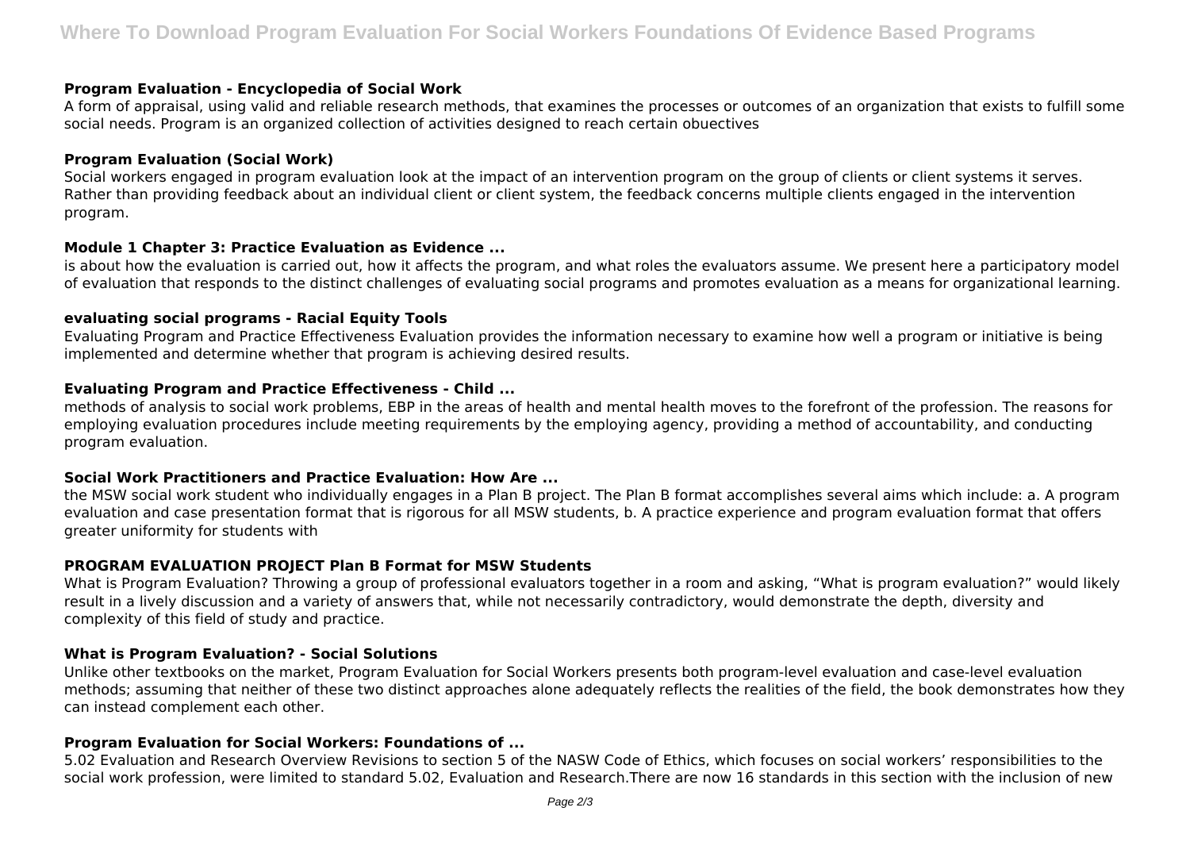### Program Evaluation - Encyclopedia of Social Work

A form of appraisal, using valid and reliable research methods, that examines the processes or outcomes of an organization that exists to fulfill some social needs. Program is an organized collection of activities designed to reach certain obuectives

### Program Evaluation (Social Work)

Social workers engaged in program evaluation look at the impact of an intervention program on the group of clients or client systems it serves. Rather than providing feedback about an individual client or client system, the feedback concerns multiple clients engaged in the intervention program.

### Module 1 Chapter 3: Practice Evaluation as Evidence ...

is about how the evaluation is carried out, how it affects the program, and what roles the evaluators assume. We present here a participatory model of evaluation that responds to the distinct challenges of evaluating social programs and promotes evaluation as a means for organizational learning.

### evaluating social programs - Racial Equity Tools

Evaluating Program and Practice Effectiveness Evaluation provides the information necessary to examine how well a program or initiative is being implemented and determine whether that program is achieving desired results.

### Evaluating Program and Practice Effectiveness - Child ...

methods of analysis to social work problems, EBP in the areas of health and mental health moves to the forefront of the profession. The reasons for employing evaluation procedures include meeting requirements by the employing agency, providing a method of accountability, and conducting program evaluation.

### Social Work Practitioners and Practice Evaluation: How Are ...

the MSW social work student who individually engages in a Plan B project. The Plan B format accomplishes several aims which include: a. A program evaluation and case presentation format that is rigorous for all MSW students, b. A practice experience and program evaluation format that offers greater uniformity for students with

### PROGRAM EVALUATION PROJECT Plan B Format for MSW Students

What is Program Evaluation? Throwing a group of professional evaluators together in a room and asking, "What is program evaluation?" would likely result in a lively discussion and a variety of answers that, while not necessarily contradictory, would demonstrate the depth, diversity and complexity of this field of study and practice.

### What is Program Evaluation? - Social Solutions

Unlike other textbooks on the market, Program Evaluation for Social Workers presents both program-level evaluation and case-level evaluation methods; assuming that neither of these two distinct approaches alone adequately reflects the realities of the field, the book demonstrates how they can instead complement each other.

### Program Evaluation for Social Workers: Foundations of ...

5.02 Evaluation and Research Overview Revisions to section 5 of the NASW Code of Ethics, which focuses on social workers' responsibilities to the social work profession, were limited to standard 5.02, Evaluation and Research.There are now 16 standards in this section with the inclusion of new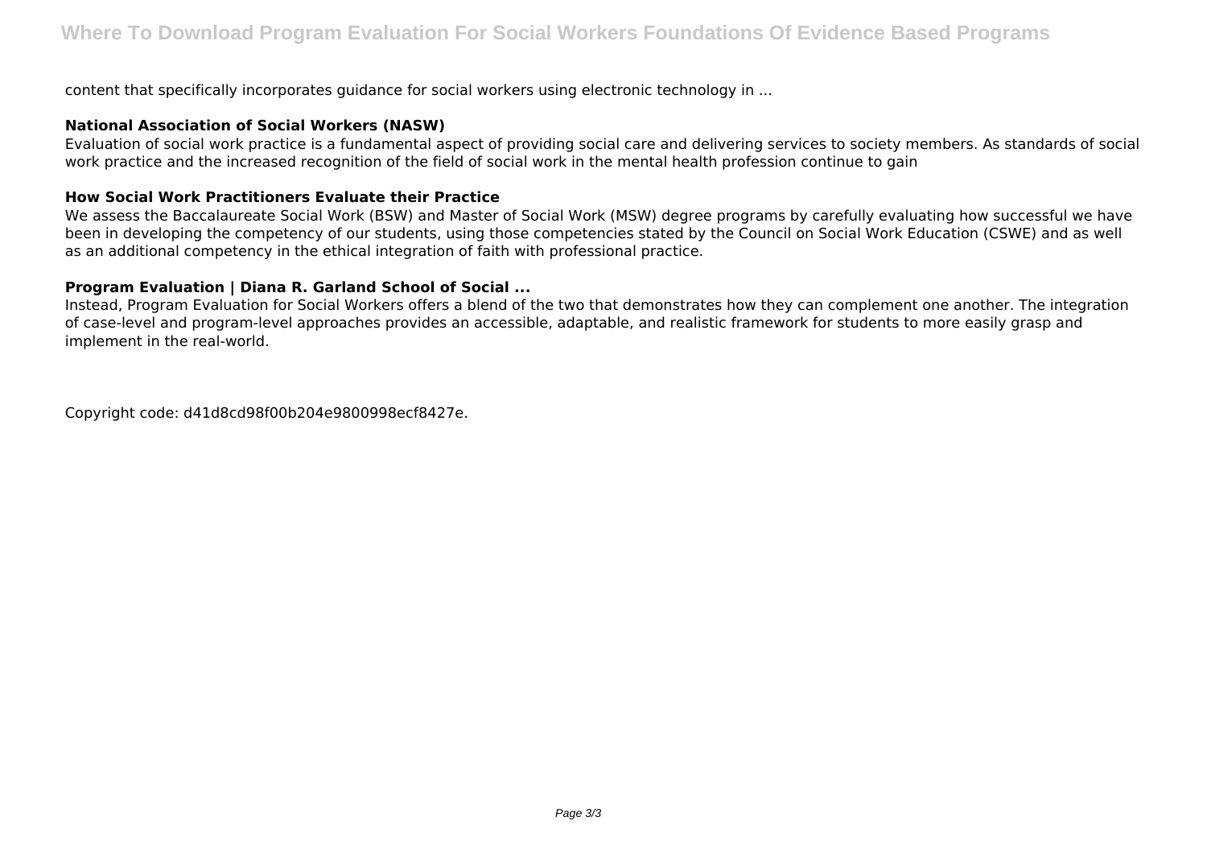content that specifically incorporates guidance for social workers using electronic technology in ...

**National Association of Social Workers (NASW)**

Evaluation of social work practice is a fundamental aspect of providing social care and delivering services to society members. As standards of social work practice and the increased recognition of the field of social work in the mental health profession continue to gain

**How Social Work Practitioners Evaluate their Practice**

We assess the Baccalaureate Social Work (BSW) and Master of Social Work (MSW) degree programs by carefully evaluating how successful we have been in developing the competency of our students, using those competencies stated by the Council on Social Work Education (CSWE) and as well as an additional competency in the ethical integration of faith with professional practice.

**Program Evaluation | Diana R. Garland School of Social ...**

Instead, Program Evaluation for Social Workers offers a blend of the two that demonstrates how they can complement one another. The integration of case-level and program-level approaches provides an accessible, adaptable, and realistic framework for students to more easily grasp and implement in the real-world.

Copyright code: d41d8cd98f00b204e9800998ecf8427e.